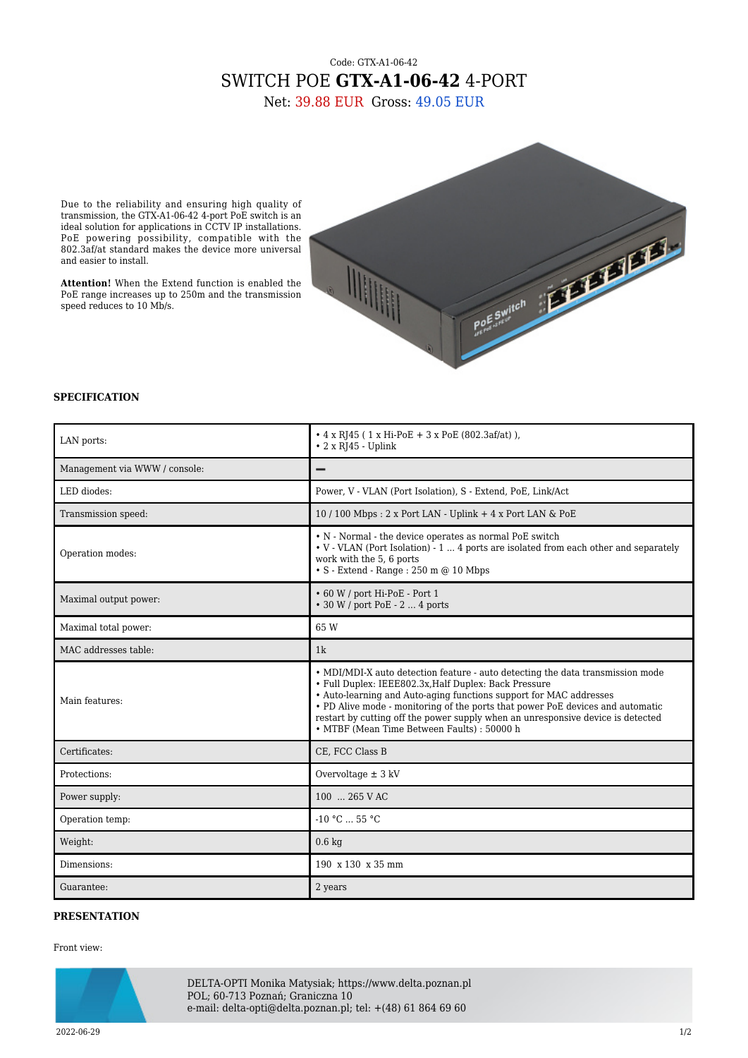Code: GTX-A1-06-42

# SWITCH POE **GTX-A1-06-42** 4-PORT

Net: 39.88 EUR  Gross: 49.05 EUR

Due to the reliability and ensuring high quality of transmission, the GTX-A1-06-42 4-port PoE switch is an ideal solution for applications in CCTV IP installations. PoE powering possibility, compatible with the 802.3af/at standard makes the device more universal and easier to install.

**Attention!** When the Extend function is enabled the PoE range increases up to 250m and the transmission speed reduces to 10 Mb/s.

## SPECIFICATION

| | |
|---|---|
| LAN ports: | • 4 x RJ45 ( 1 x Hi-PoE + 3 x PoE (802.3af/at) ),<br>• 2 x RJ45 - Uplink |
| Management via WWW / console: | – |
| LED diodes: | Power, V - VLAN (Port Isolation), S - Extend, PoE, Link/Act |
| Transmission speed: | 10 / 100 Mbps : 2 x Port LAN - Uplink + 4 x Port LAN & PoE |
| Operation modes: | • N - Normal - the device operates as normal PoE switch<br>• V - VLAN (Port Isolation) - 1 ... 4 ports are isolated from each other and separately work with the 5, 6 ports<br>• S - Extend - Range : 250 m @ 10 Mbps |
| Maximal output power: | • 60 W / port Hi-PoE - Port 1<br>• 30 W / port PoE - 2 ... 4 ports |
| Maximal total power: | 65 W |
| MAC addresses table: | 1k |
| Main features: | • MDI/MDI-X auto detection feature - auto detecting the data transmission mode<br>• Full Duplex: IEEE802.3x,Half Duplex: Back Pressure<br>• Auto-learning and Auto-aging functions support for MAC addresses<br>• PD Alive mode - monitoring of the ports that power PoE devices and automatic restart by cutting off the power supply when an unresponsive device is detected<br>• MTBF (Mean Time Between Faults) : 50000 h |
| Certificates: | CE, FCC Class B |
| Protections: | Overvoltage ± 3 kV |
| Power supply: | 100  ... 265 V AC |
| Operation temp: | -10 °C ... 55 °C |
| Weight: | 0.6 kg |
| Dimensions: | 190  x 130  x 35 mm |
| Guarantee: | 2 years |

## PRESENTATION

Front view:

DELTA-OPTI Monika Matysiak; https://www.delta.poznan.pl
POL; 60-713 Poznań; Graniczna 10
e-mail: delta-opti@delta.poznan.pl; tel: +(48) 61 864 69 60

2022-06-29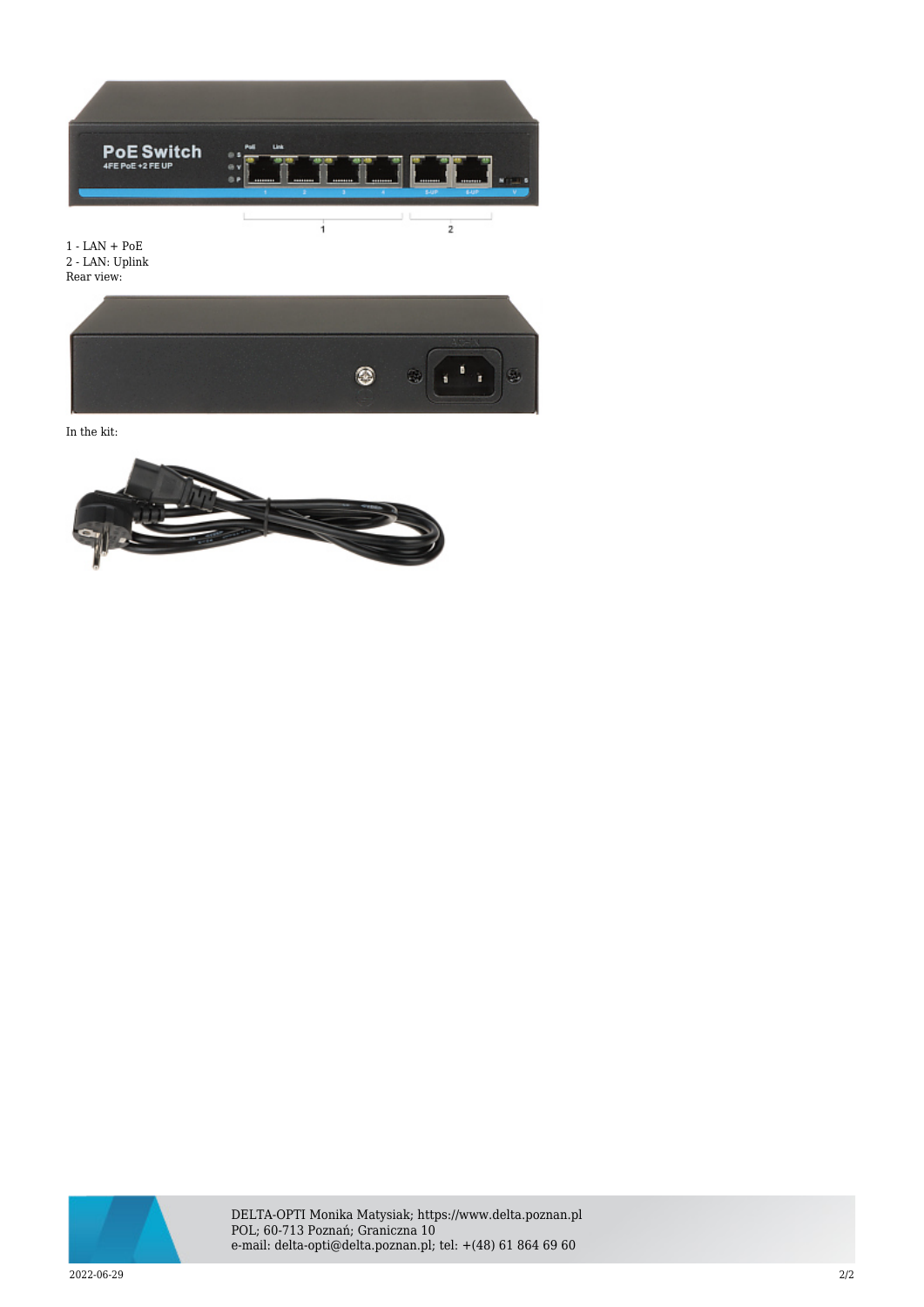1 - LAN + PoE
2 - LAN: Uplink
Rear view:

In the kit: